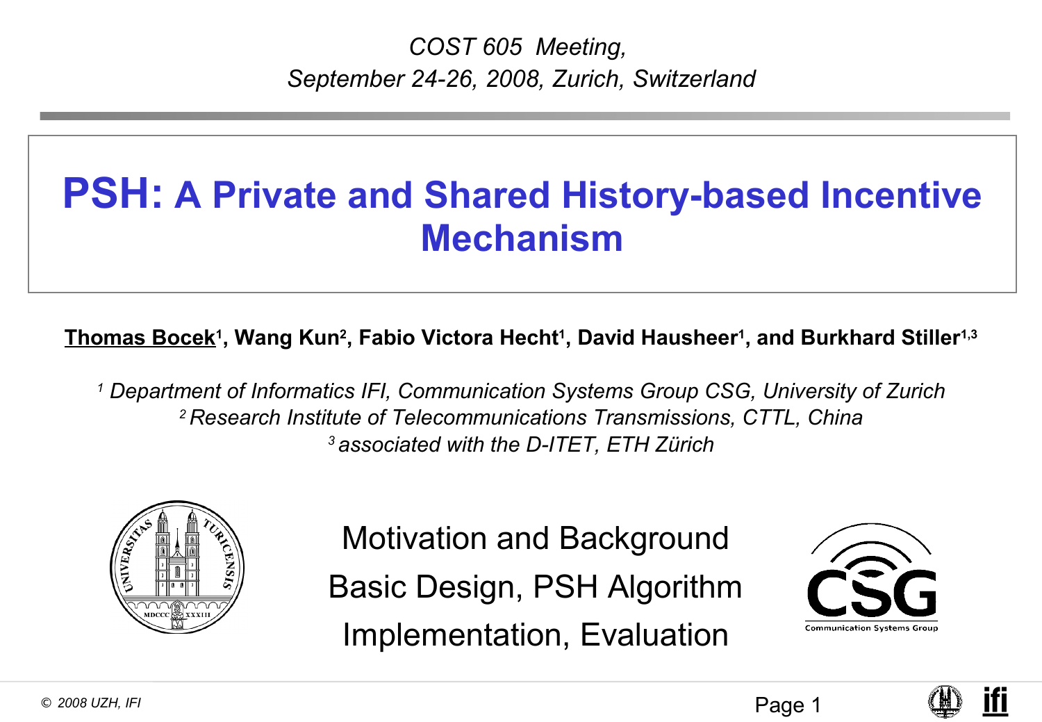*COST 605 Meeting,*
*September 24-26, 2008, Zurich, Switzerland*

# PSH: A Private and Shared History-based Incentive Mechanism

**Thomas Bocek[1], Wang Kun[2], Fabio Victora Hecht[1], David Hausheer[1], and Burkhard Stiller[1,3]**

*[1] Department of Informatics IFI, Communication Systems Group CSG, University of Zurich*
*[2] Research Institute of Telecommunications Transmissions, CTTL, China*
*[3] associated with the D-ITET, ETH Zürich*

Motivation and Background
Basic Design, PSH Algorithm
Implementation, Evaluation

© 2008 UZH, IFI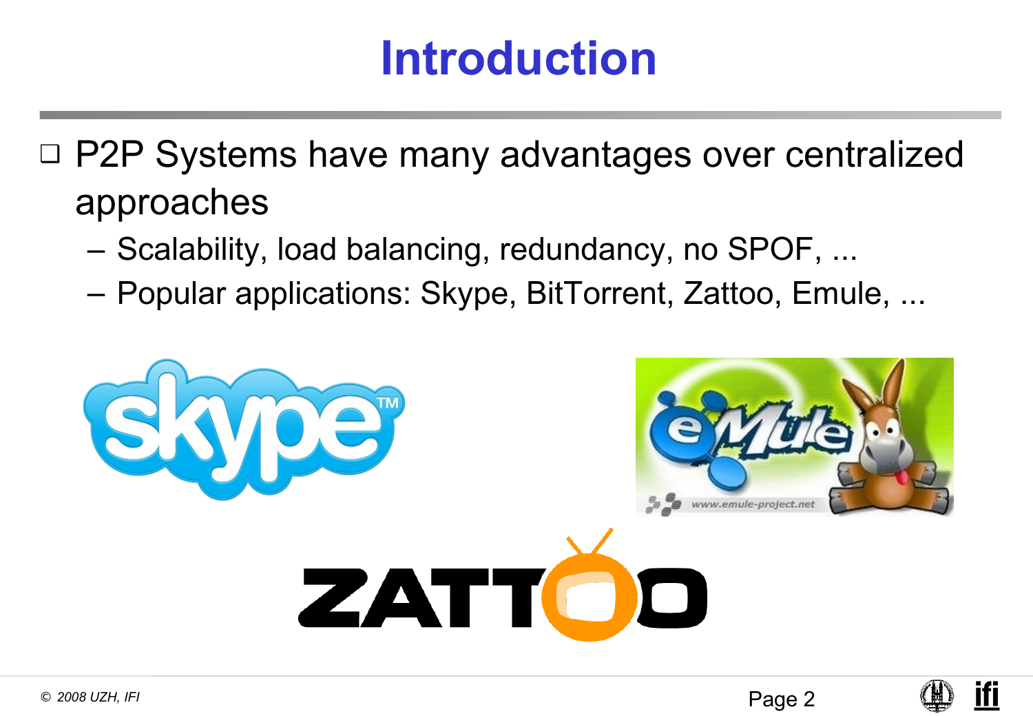# Introduction

- P2P Systems have many advantages over centralized approaches
  - Scalability, load balancing, redundancy, no SPOF, ...
  - Popular applications: Skype, BitTorrent, Zattoo, Emule, ...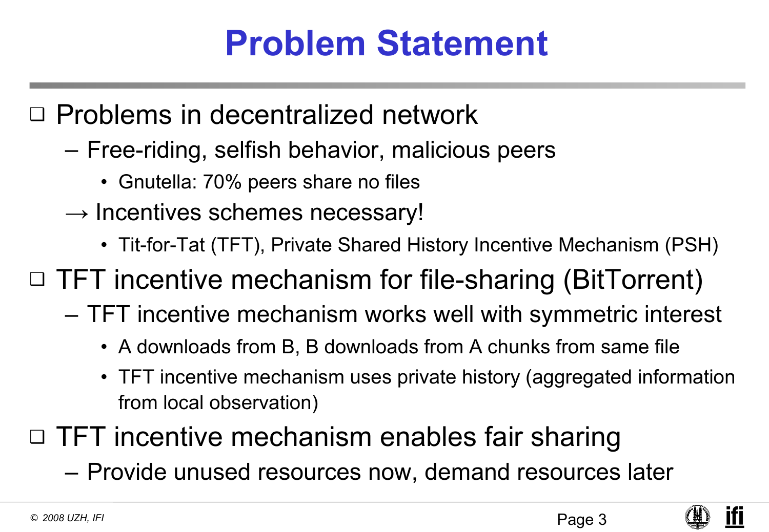# Problem Statement

- Problems in decentralized network
  - Free-riding, selfish behavior, malicious peers
    - Gnutella: 70% peers share no files
  - → Incentives schemes necessary!
    - Tit-for-Tat (TFT), Private Shared History Incentive Mechanism (PSH)
- TFT incentive mechanism for file-sharing (BitTorrent)
  - TFT incentive mechanism works well with symmetric interest
    - A downloads from B, B downloads from A chunks from same file
    - TFT incentive mechanism uses private history (aggregated information from local observation)
- TFT incentive mechanism enables fair sharing
  - Provide unused resources now, demand resources later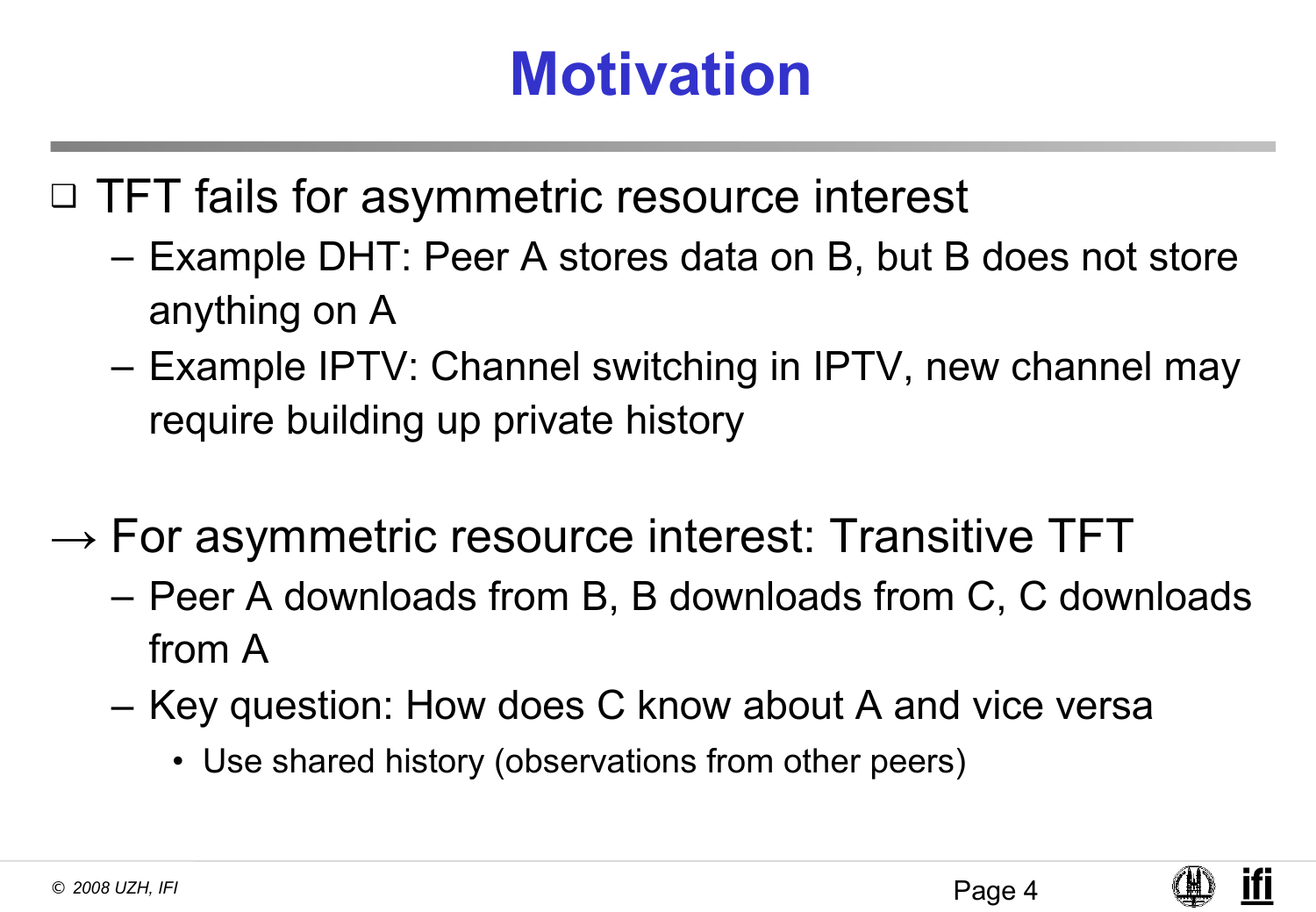# Motivation

- TFT fails for asymmetric resource interest
  - Example DHT: Peer A stores data on B, but B does not store anything on A
  - Example IPTV: Channel switching in IPTV, new channel may require building up private history

→ For asymmetric resource interest: Transitive TFT

- Peer A downloads from B, B downloads from C, C downloads from A
- Key question: How does C know about A and vice versa
  - Use shared history (observations from other peers)

© 2008 UZH, IFI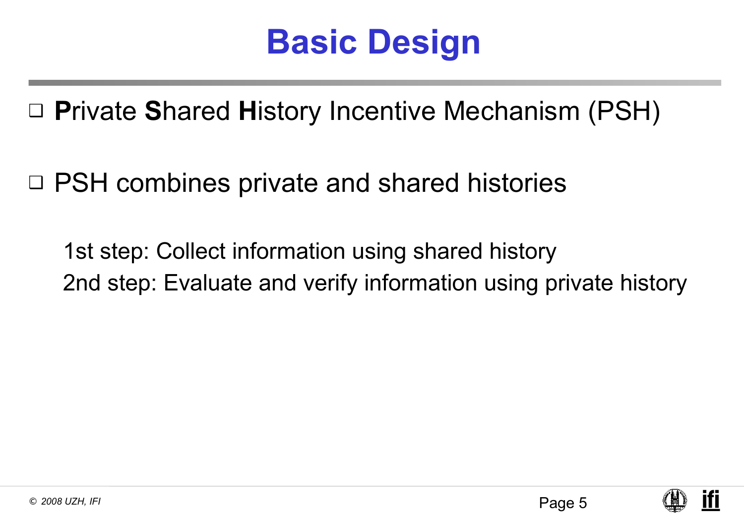# Basic Design

- **P**rivate **S**hared **H**istory Incentive Mechanism (PSH)

- PSH combines private and shared histories

  1st step: Collect information using shared history
  2nd step: Evaluate and verify information using private history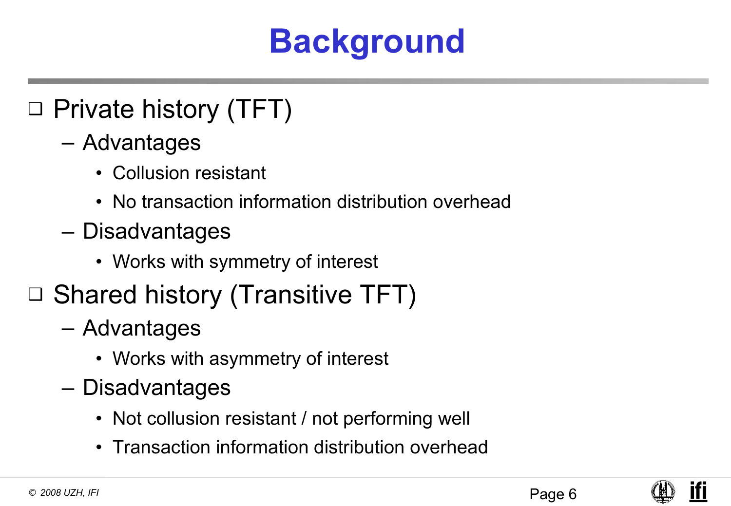# Background

- Private history (TFT)
  - Advantages
    - Collusion resistant
    - No transaction information distribution overhead
  - Disadvantages
    - Works with symmetry of interest
- Shared history (Transitive TFT)
  - Advantages
    - Works with asymmetry of interest
  - Disadvantages
    - Not collusion resistant / not performing well
    - Transaction information distribution overhead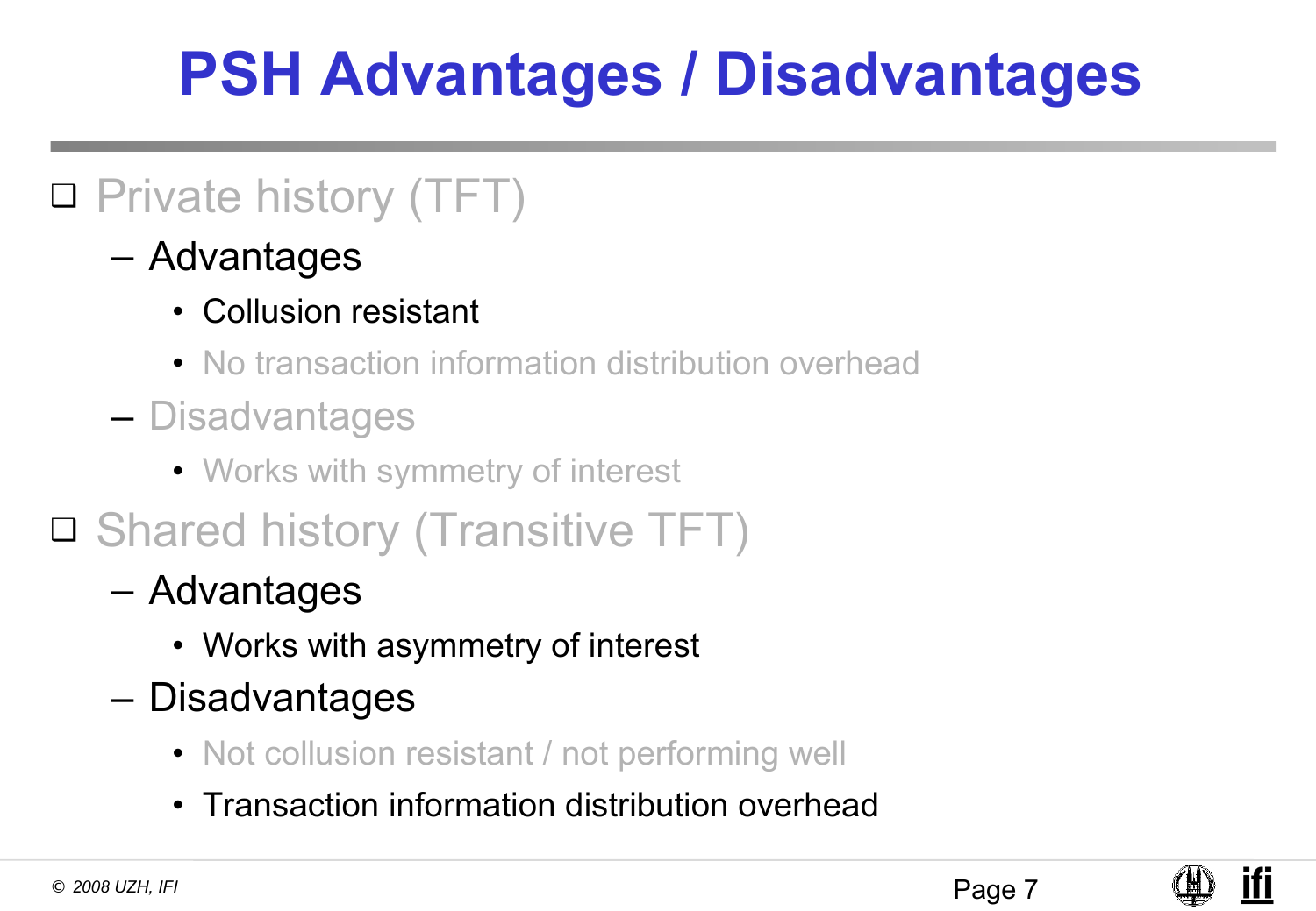# PSH Advantages / Disadvantages

- Private history (TFT)
  - Advantages
    - Collusion resistant
    - No transaction information distribution overhead
  - Disadvantages
    - Works with symmetry of interest
- Shared history (Transitive TFT)
  - Advantages
    - Works with asymmetry of interest
  - Disadvantages
    - Not collusion resistant / not performing well
    - Transaction information distribution overhead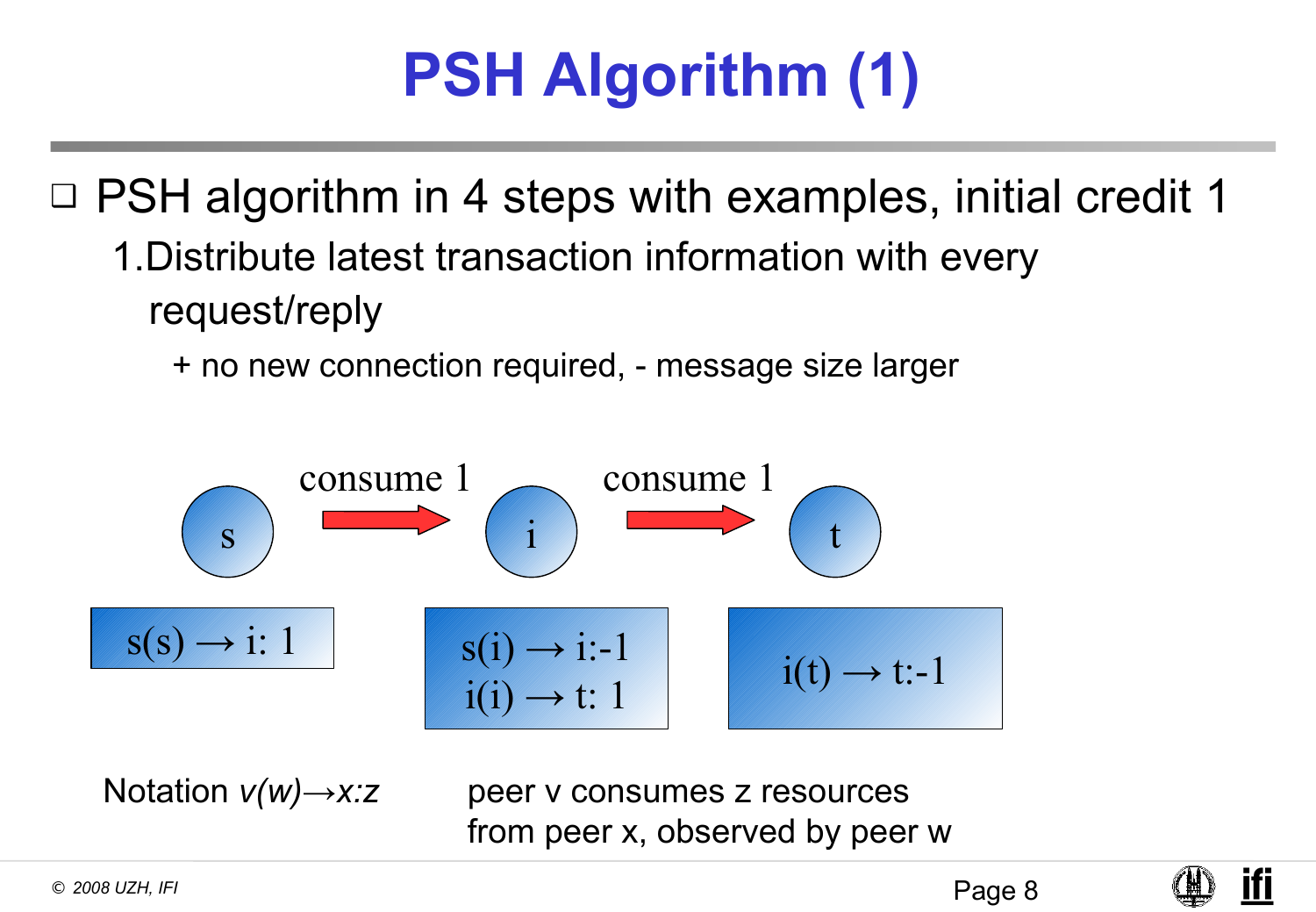# PSH Algorithm (1)

- PSH algorithm in 4 steps with examples, initial credit 1
  1. Distribute latest transaction information with every request/reply
     - + no new connection required, - message size larger

s — consume 1 → i — consume 1 → t

$s(s) \rightarrow i: 1$

$s(i) \rightarrow i: -1$
$i(i) \rightarrow t: 1$

$i(t) \rightarrow t: -1$

Notation *v(w)→x:z* — peer v consumes z resources from peer x, observed by peer w

© 2008 UZH, IFI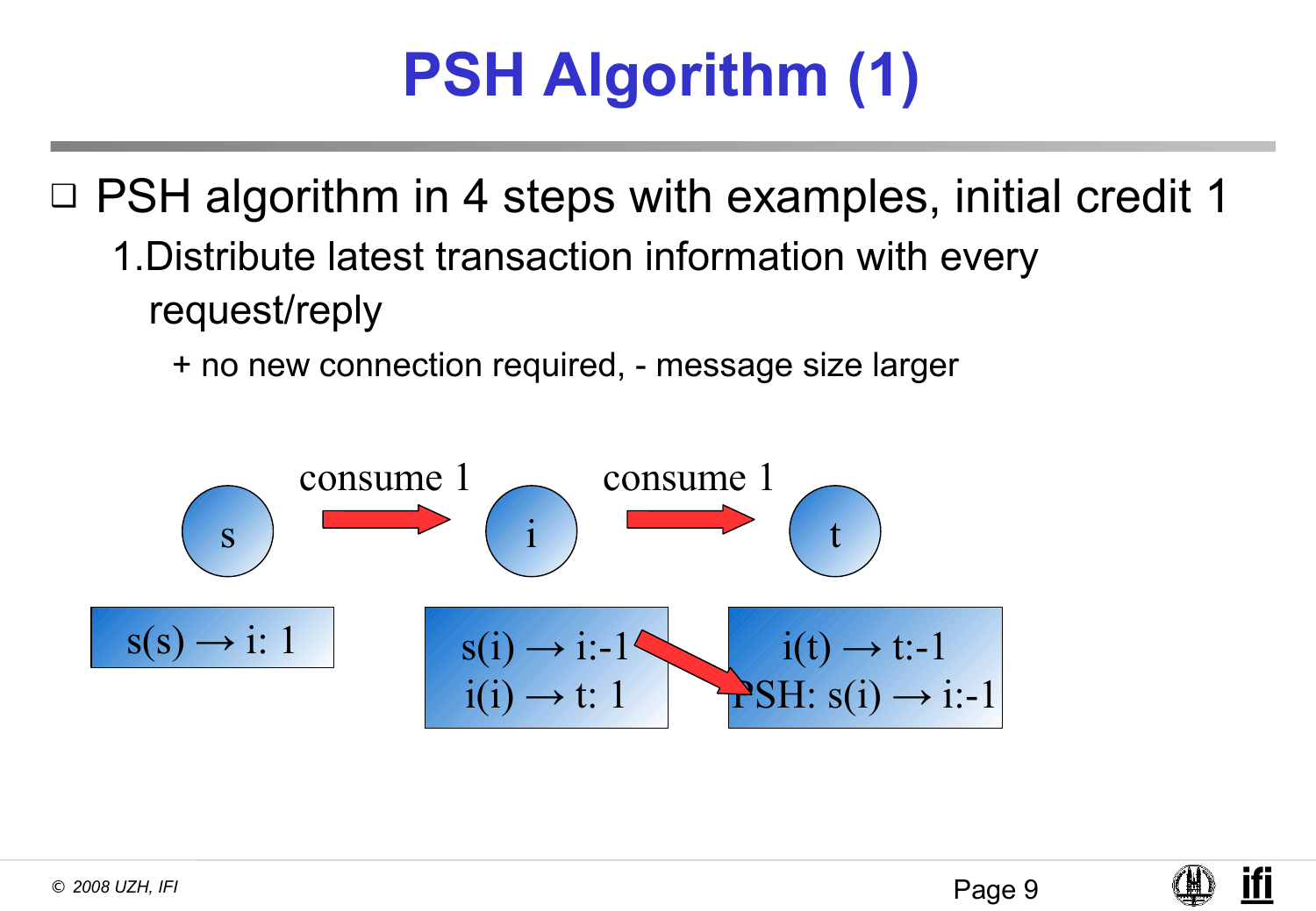# PSH Algorithm (1)

- PSH algorithm in 4 steps with examples, initial credit 1
  1. Distribute latest transaction information with every request/reply
     - + no new connection required, - message size larger

s → consume 1 → i → consume 1 → t

s(s) → i: 1

s(i) → i:-1
i(i) → t: 1

i(t) → t:-1
PSH: s(i) → i:-1

© 2008 UZH, IFI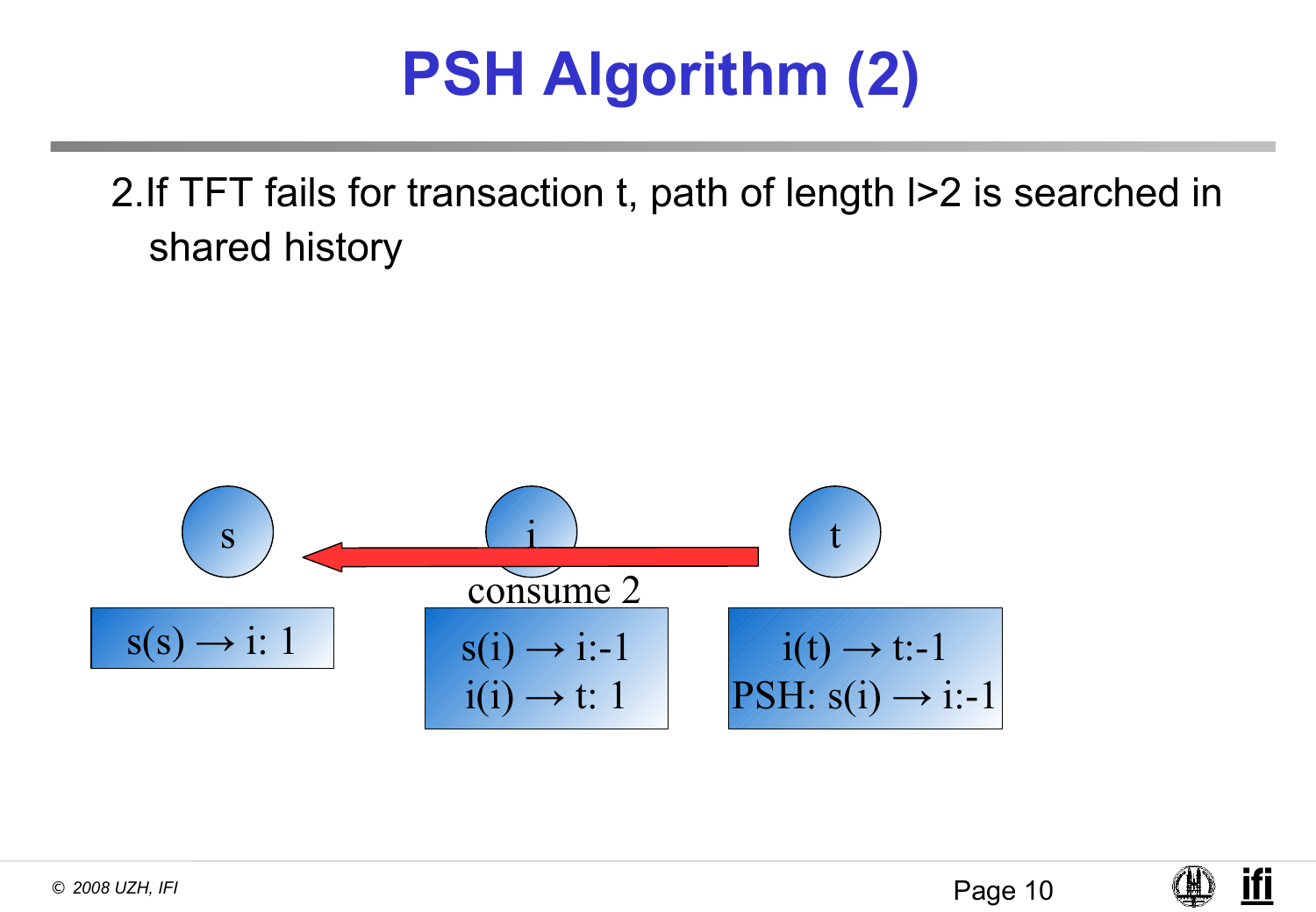# PSH Algorithm (2)

2. If TFT fails for transaction t, path of length l>2 is searched in shared history

s

i

t

consume 2

s(s) → i: 1

s(i) → i:-1
i(i) → t: 1

i(t) → t:-1
PSH: s(i) → i:-1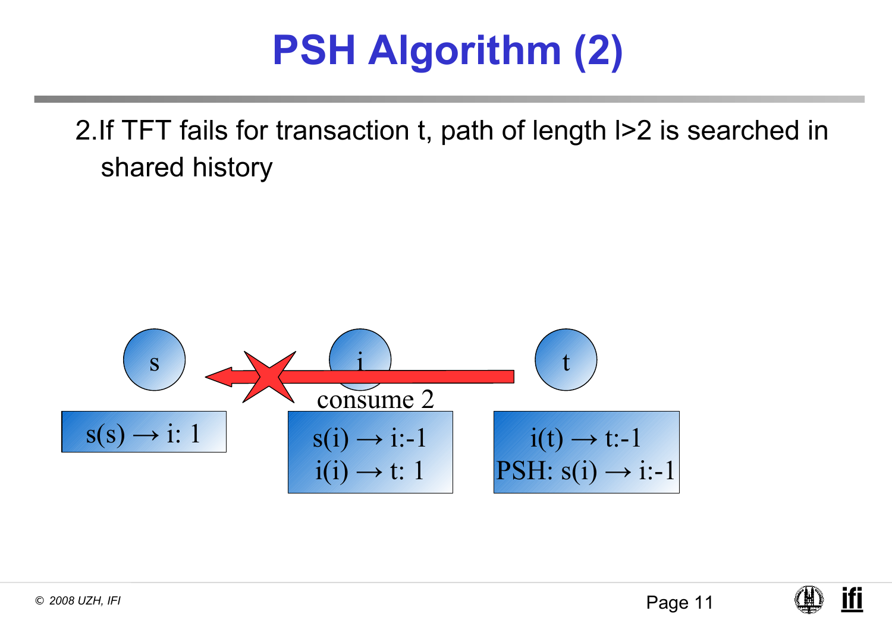# PSH Algorithm (2)

2. If TFT fails for transaction t, path of length l>2 is searched in shared history

s

i

t

consume 2

s(s) → i: 1

s(i) → i:-1
i(i) → t: 1

i(t) → t:-1
PSH: s(i) → i:-1

© 2008 UZH, IFI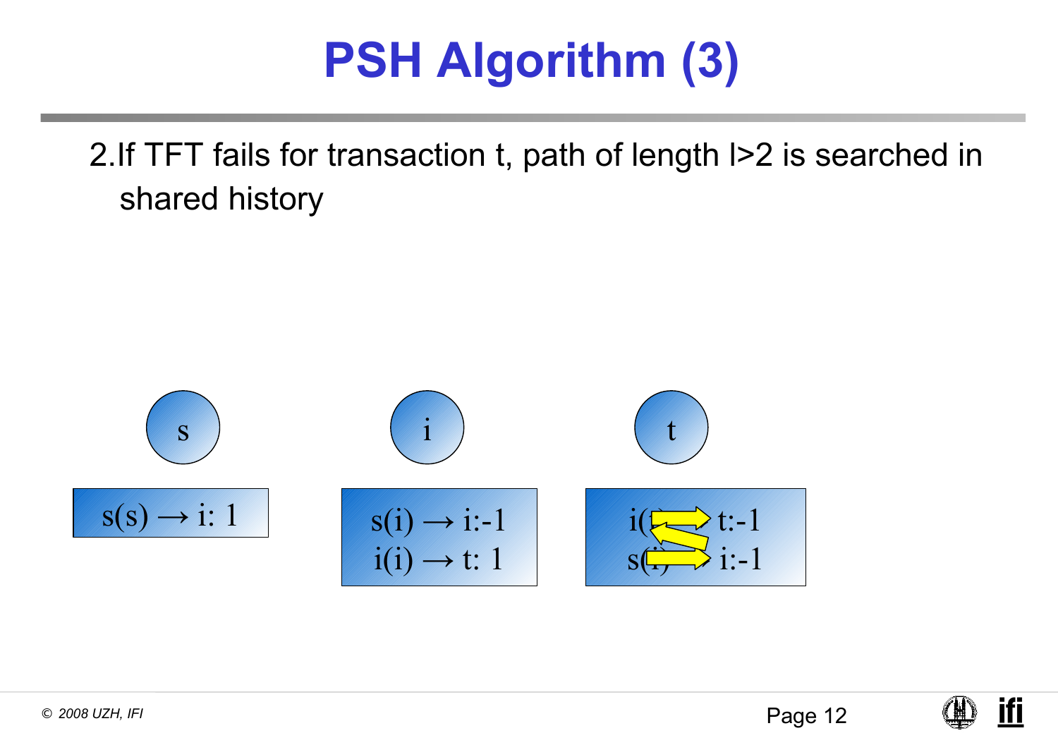# PSH Algorithm (3)

2. If TFT fails for transaction t, path of length l>2 is searched in shared history

s

i

t

s(s) → i: 1

s(i) → i:-1
i(i) → t: 1

i(t) → t:-1
s(i) → i:-1

© 2008 UZH, IFI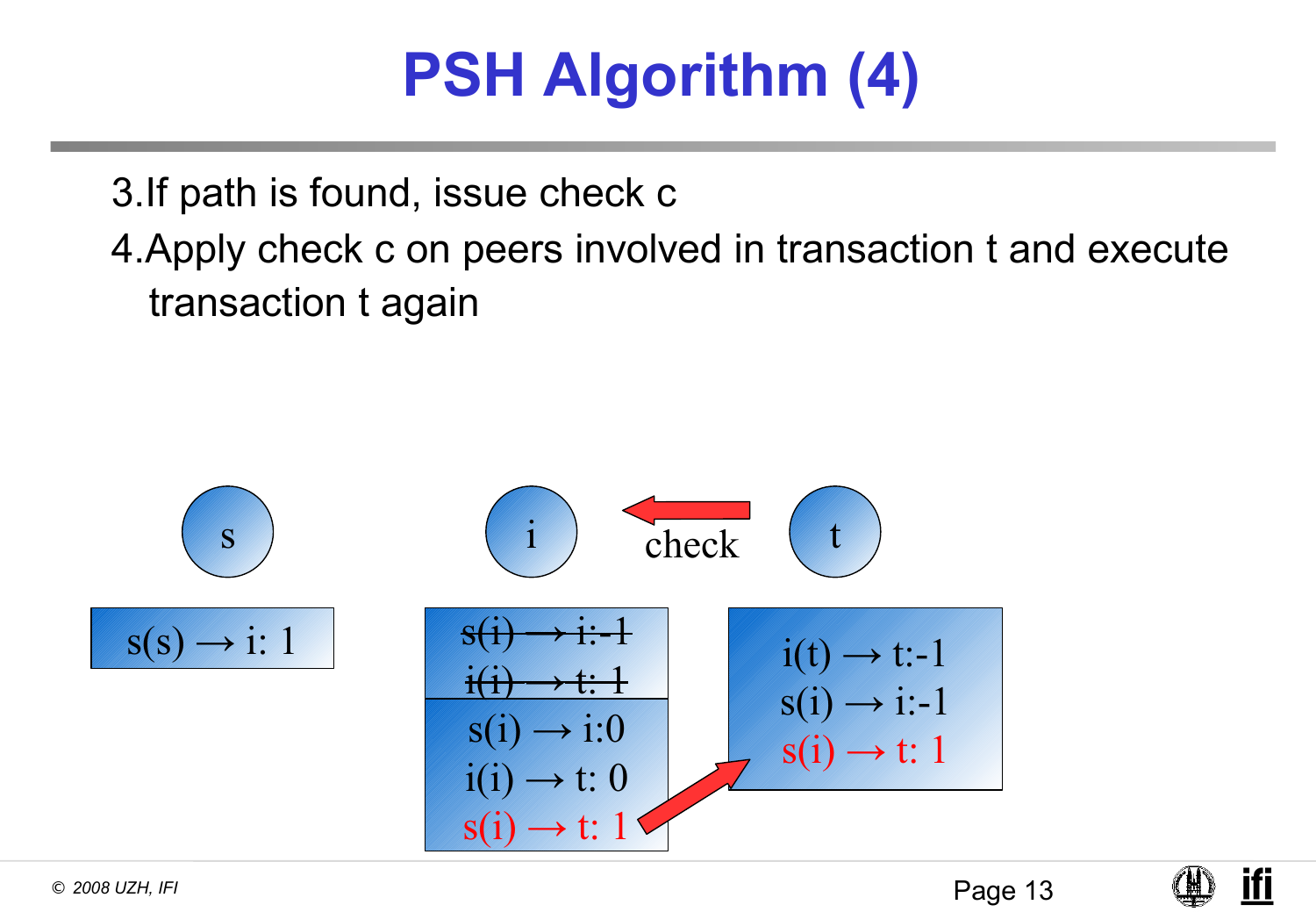# PSH Algorithm (4)

3. If path is found, issue check c
4. Apply check c on peers involved in transaction t and execute transaction t again

s

$s(s) \rightarrow i$: 1

i

~~$s(i) \rightarrow i$:-1~~

~~$i(i) \rightarrow t$: 1~~

$s(i) \rightarrow i$:0

$i(i) \rightarrow t$: 0

$s(i) \rightarrow t$: 1

check

t

$i(t) \rightarrow t$:-1

$s(i) \rightarrow i$:-1

$s(i) \rightarrow t$: 1

© 2008 UZH, IFI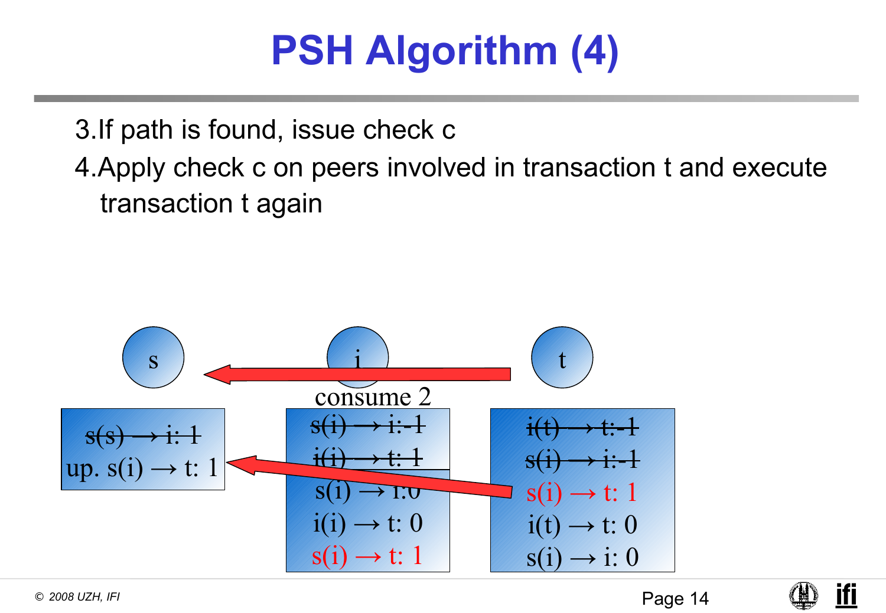# PSH Algorithm (4)

3. If path is found, issue check c
4. Apply check c on peers involved in transaction t and execute transaction t again

s

i

t

consume 2

~~s(s) → i: 1~~
up. s(i) → t: 1

~~s(i) → i:-1~~
~~i(i) → t: 1~~
s(i) → i:0
i(i) → t: 0
s(i) → t: 1

~~i(t) → t:-1~~
~~s(i) → i:-1~~
s(i) → t: 1
i(t) → t: 0
s(i) → i: 0

© 2008 UZH, IFI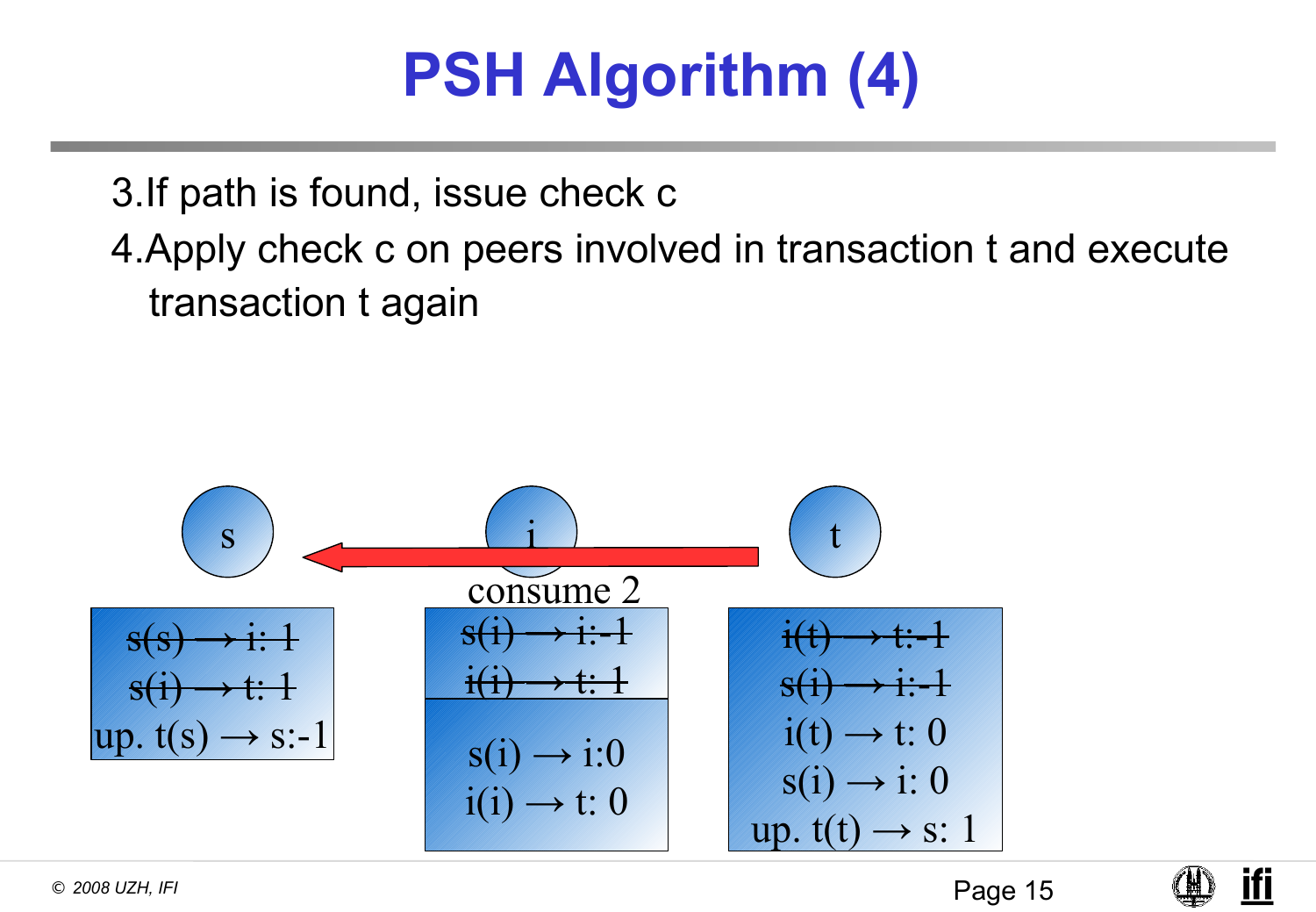# PSH Algorithm (4)

3. If path is found, issue check c
4. Apply check c on peers involved in transaction t and execute transaction t again

s

i

t

consume 2

| s |
| --- |
| ~~s(s) → i: 1~~ |
| ~~s(i) → t: 1~~ |
| up. t(s) → s:-1 |

| i |
| --- |
| ~~s(i) → i:-1~~ |
| ~~i(i) → t: 1~~ |
| s(i) → i:0 |
| i(i) → t: 0 |

| t |
| --- |
| ~~i(t) → t:-1~~ |
| ~~s(i) → i:-1~~ |
| i(t) → t: 0 |
| s(i) → i: 0 |
| up. t(t) → s: 1 |

© 2008 UZH, IFI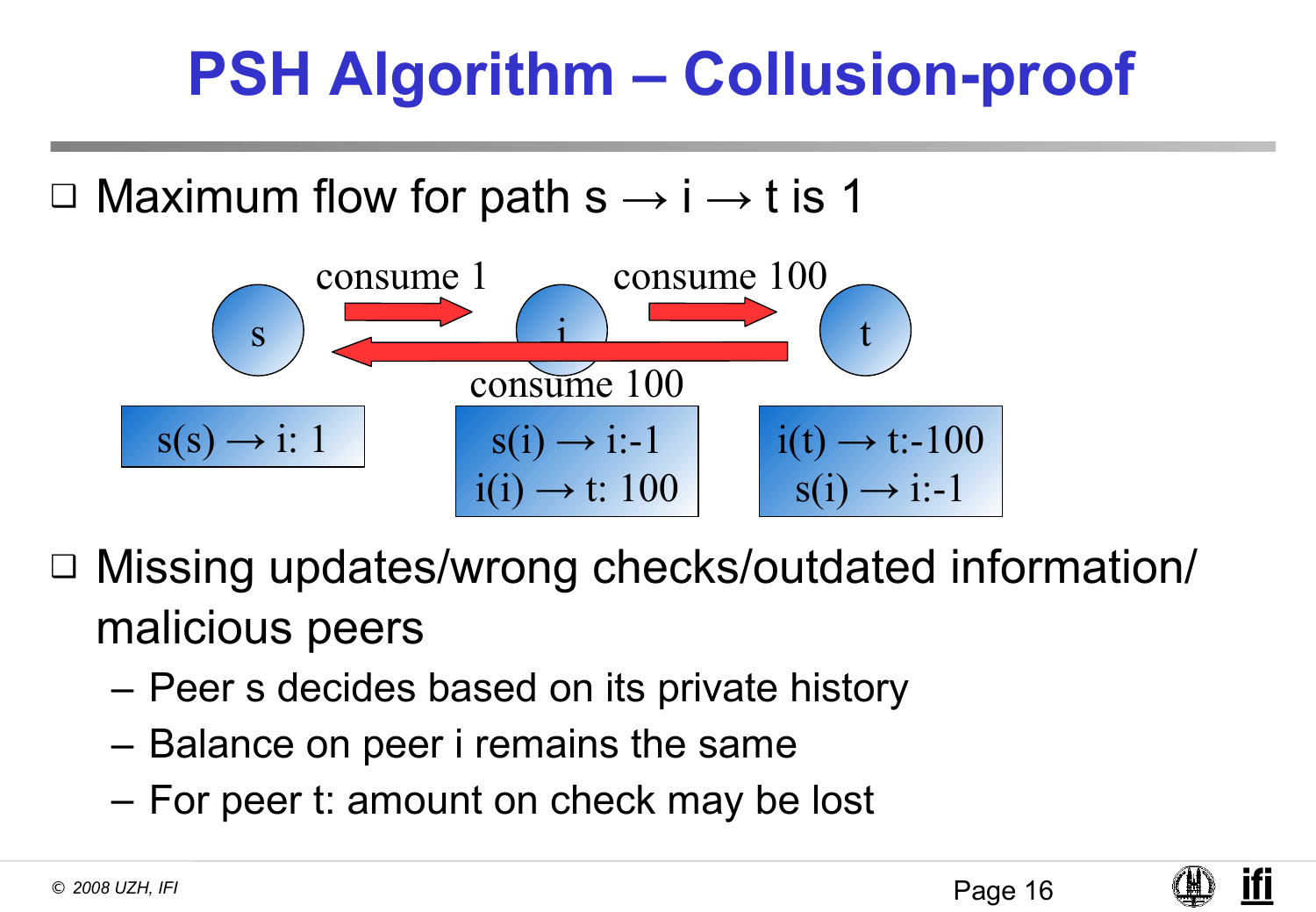# PSH Algorithm – Collusion-proof

- Maximum flow for path s → i → t is 1

consume 1

consume 100

s

i

t

consume 100

s(s) → i: 1

s(i) → i:-1
i(i) → t: 100

i(t) → t:-100
s(i) → i:-1

- Missing updates/wrong checks/outdated information/ malicious peers
  - Peer s decides based on its private history
  - Balance on peer i remains the same
  - For peer t: amount on check may be lost

© 2008 UZH, IFI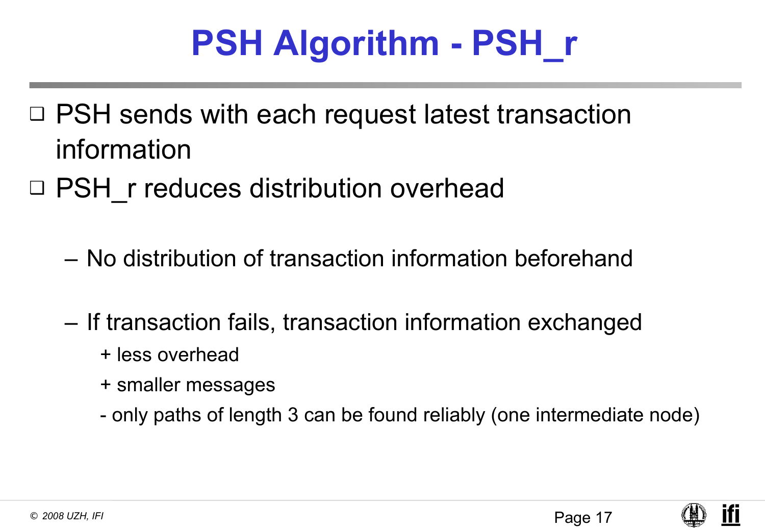# PSH Algorithm - PSH_r

- PSH sends with each request latest transaction information
- PSH_r reduces distribution overhead
  - No distribution of transaction information beforehand
  - If transaction fails, transaction information exchanged
    - + less overhead
    - + smaller messages
    - - only paths of length 3 can be found reliably (one intermediate node)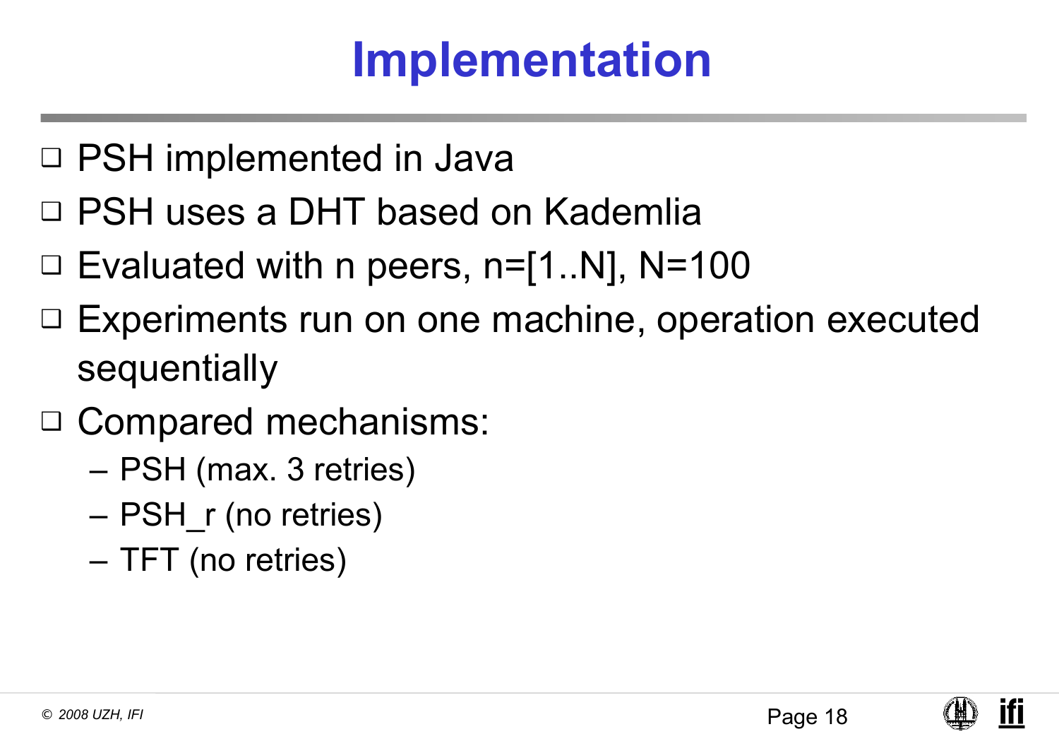# Implementation

- PSH implemented in Java
- PSH uses a DHT based on Kademlia
- Evaluated with n peers, n=[1..N], N=100
- Experiments run on one machine, operation executed sequentially
- Compared mechanisms:
  - PSH (max. 3 retries)
  - PSH_r (no retries)
  - TFT (no retries)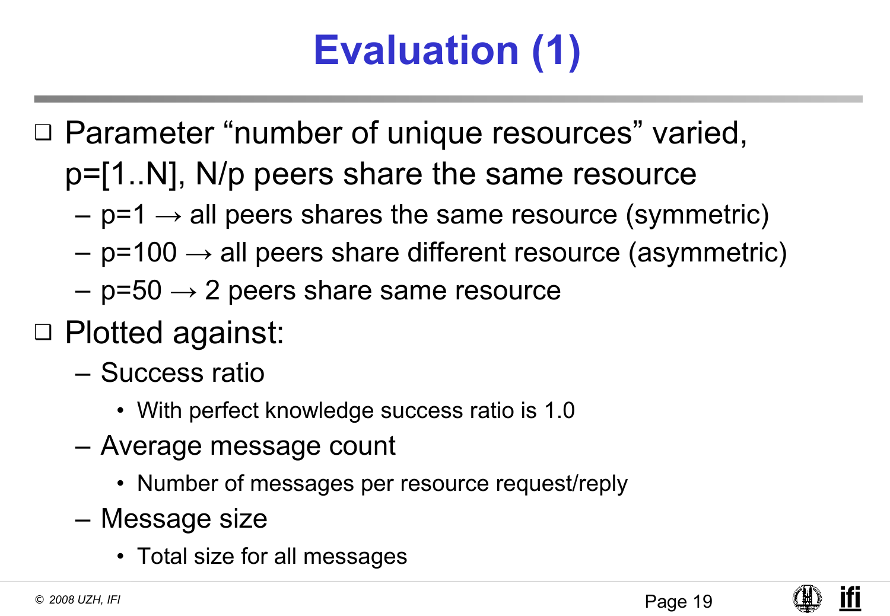# Evaluation (1)

- Parameter "number of unique resources" varied, p=[1..N], N/p peers share the same resource
  - p=1 → all peers shares the same resource (symmetric)
  - p=100 → all peers share different resource (asymmetric)
  - p=50 → 2 peers share same resource
- Plotted against:
  - Success ratio
    - With perfect knowledge success ratio is 1.0
  - Average message count
    - Number of messages per resource request/reply
  - Message size
    - Total size for all messages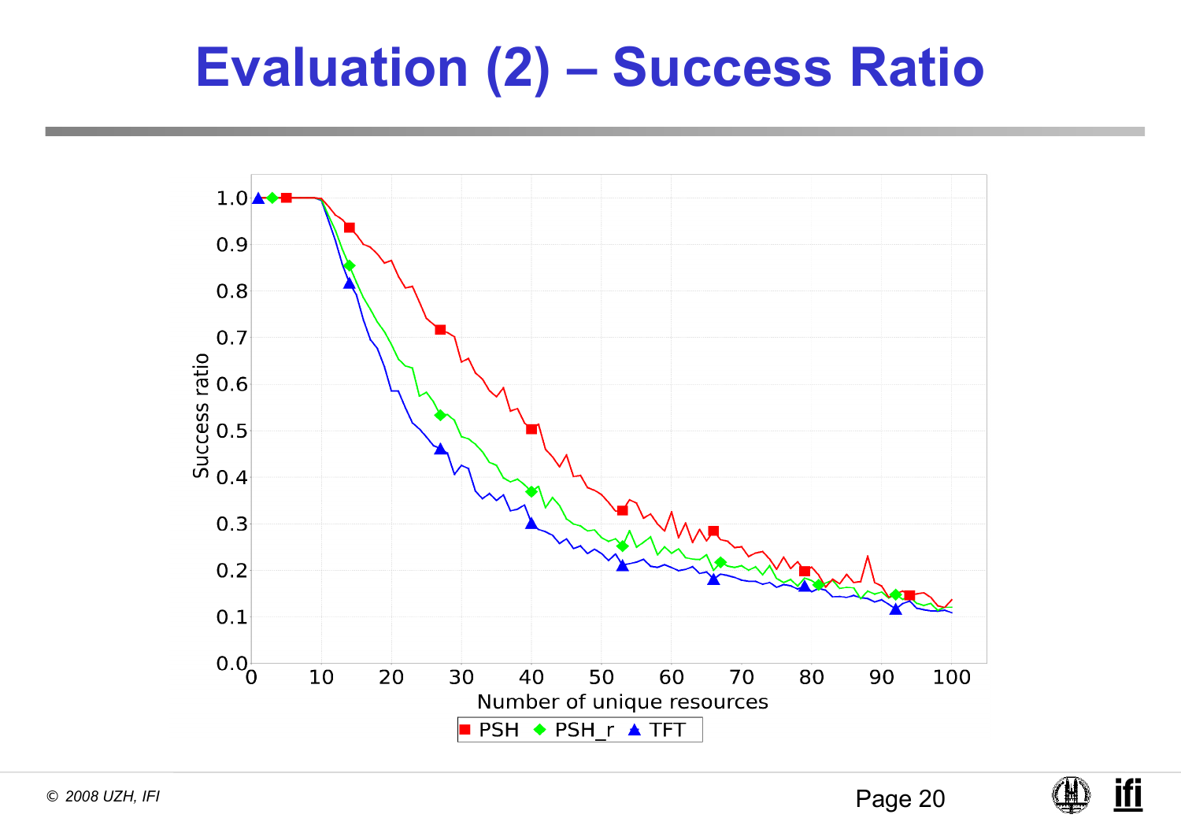# Evaluation (2) – Success Ratio

Success ratio

1.0
0.9
0.8
0.7
0.6
0.5
0.4
0.3
0.2
0.1
0.0

0
10
20
30
40
50
60
70
80
90
100

Number of unique resources

PSH PSH_r TFT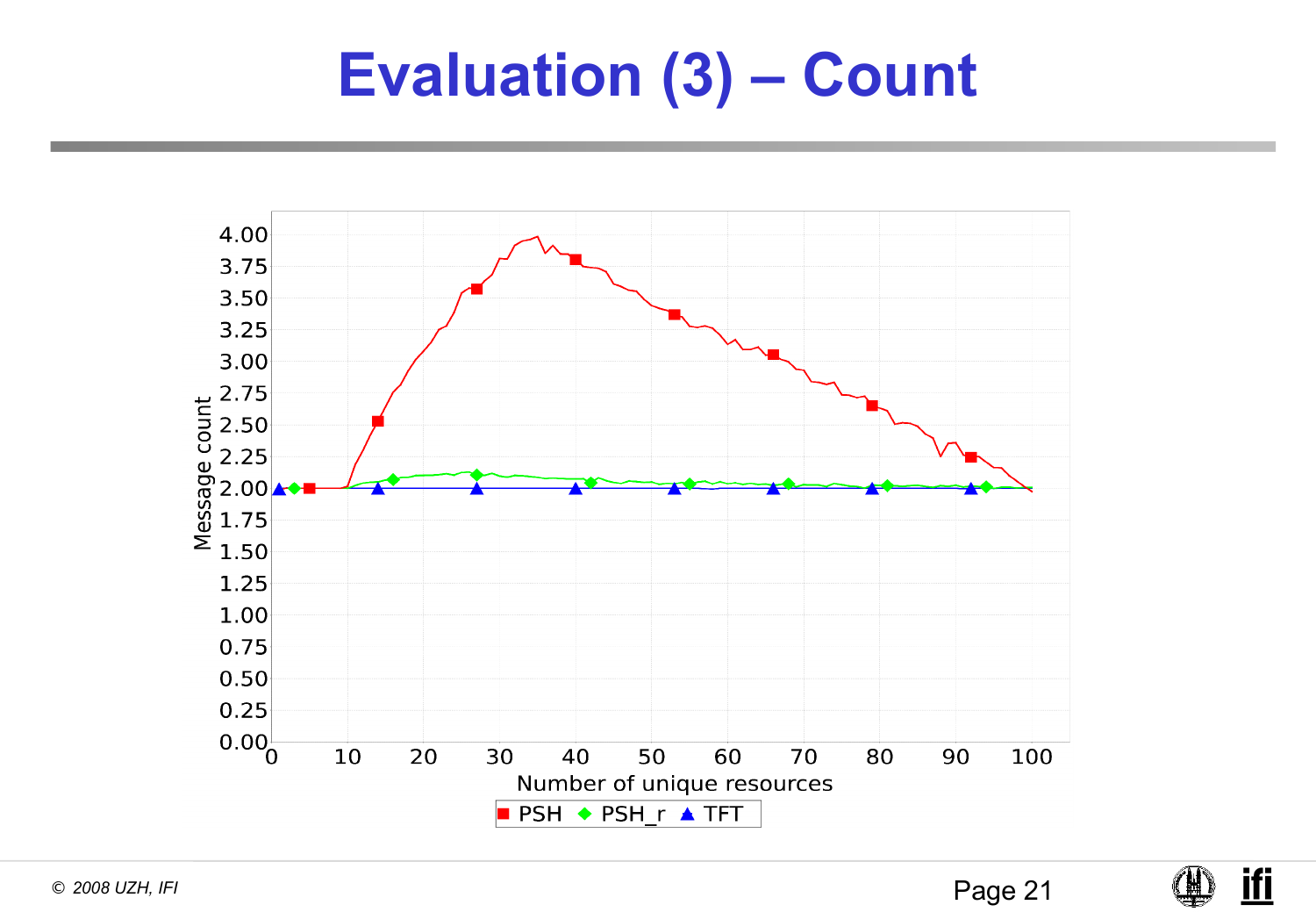# Evaluation (3) – Count

4.00
3.75
3.50
3.25
3.00
2.75
2.50
2.25
2.00
1.75
1.50
1.25
1.00
0.75
0.50
0.25
0.00

Message count

0 10 20 30 40 50 60 70 80 90 100

Number of unique resources

■ PSH ◆ PSH_r ▲ TFT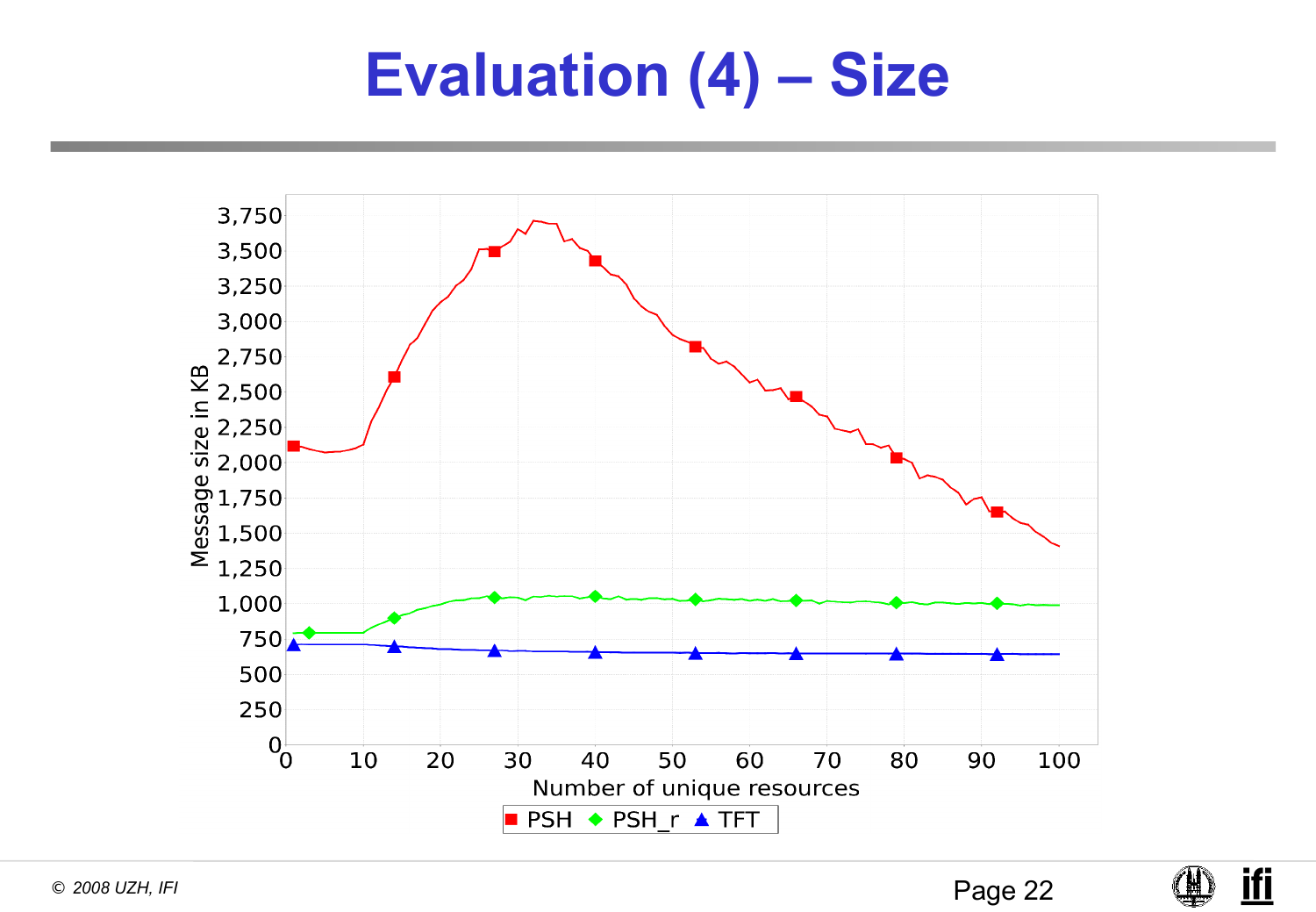# Evaluation (4) – Size

Message size in KB

3,750
3,500
3,250
3,000
2,750
2,500
2,250
2,000
1,750
1,500
1,250
1,000
750
500
250
0

0 10 20 30 40 50 60 70 80 90 100

Number of unique resources

PSH PSH_r TFT

© 2008 UZH, IFI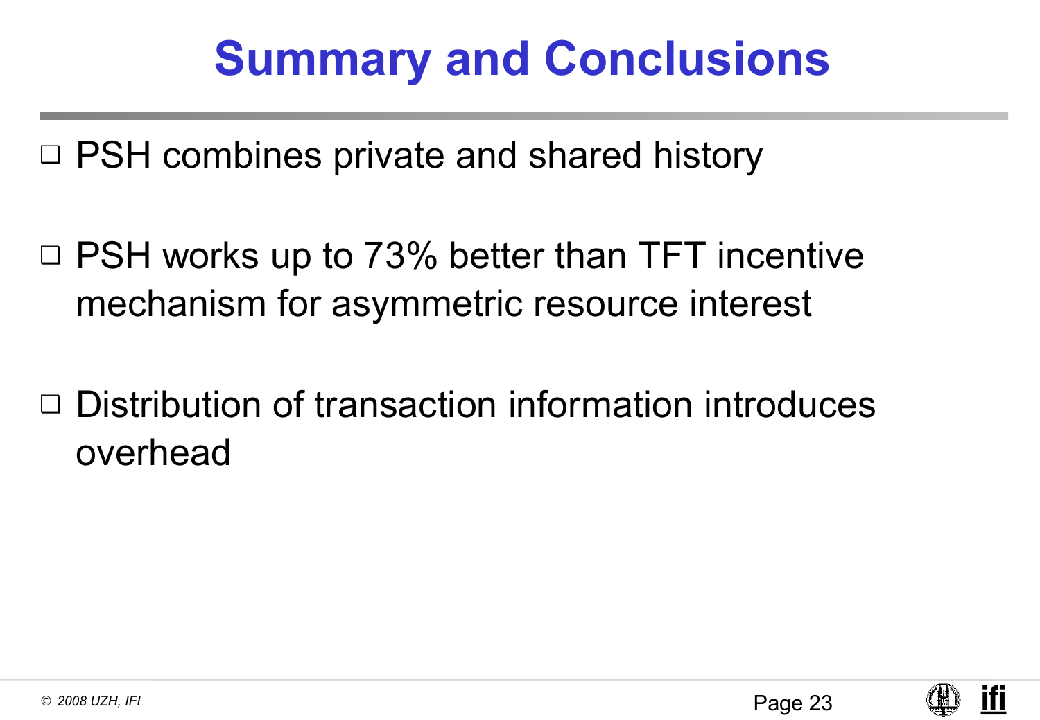# Summary and Conclusions

- PSH combines private and shared history
- PSH works up to 73% better than TFT incentive mechanism for asymmetric resource interest
- Distribution of transaction information introduces overhead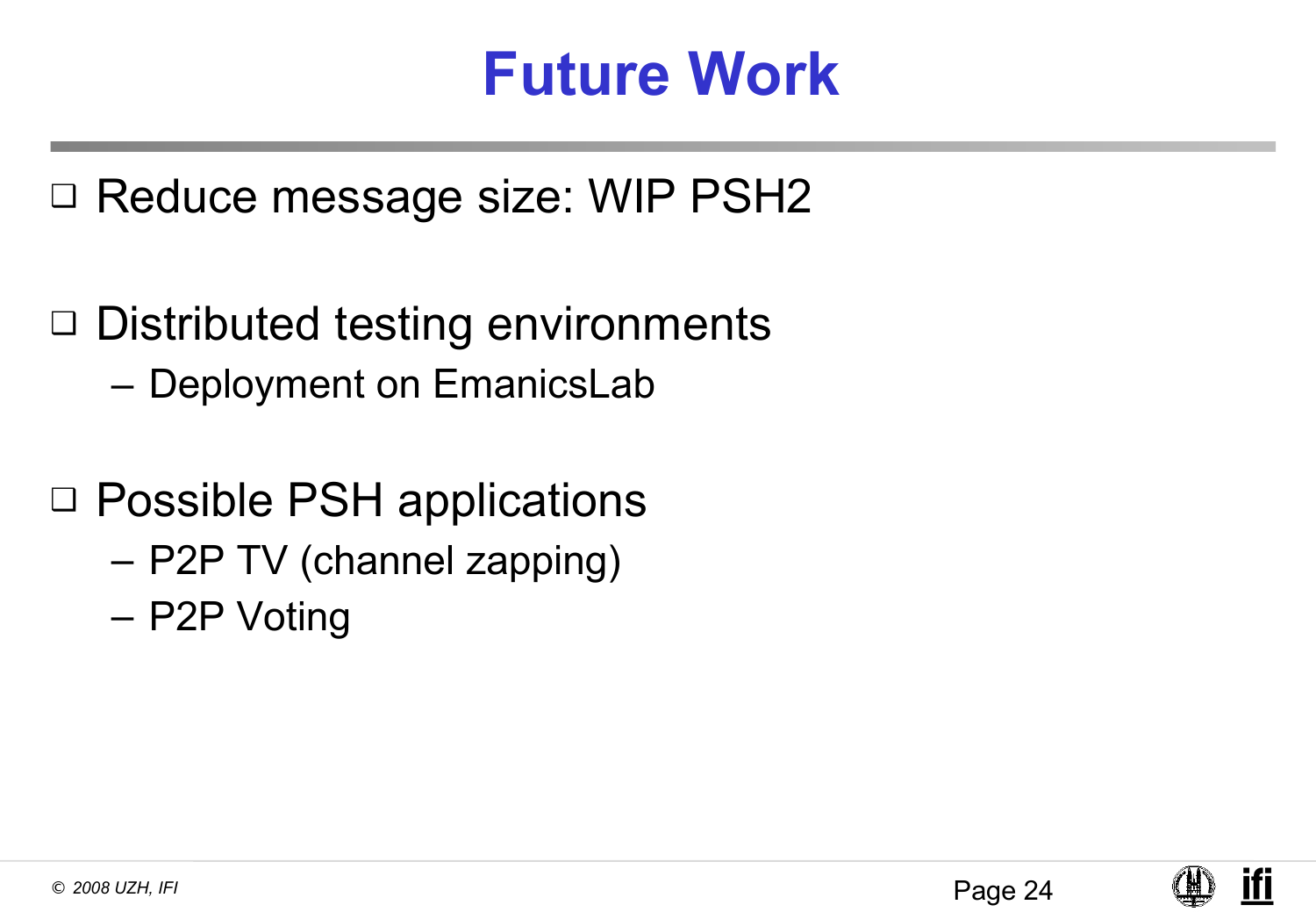# Future Work

- Reduce message size: WIP PSH2

- Distributed testing environments
  - Deployment on EmanicsLab

- Possible PSH applications
  - P2P TV (channel zapping)
  - P2P Voting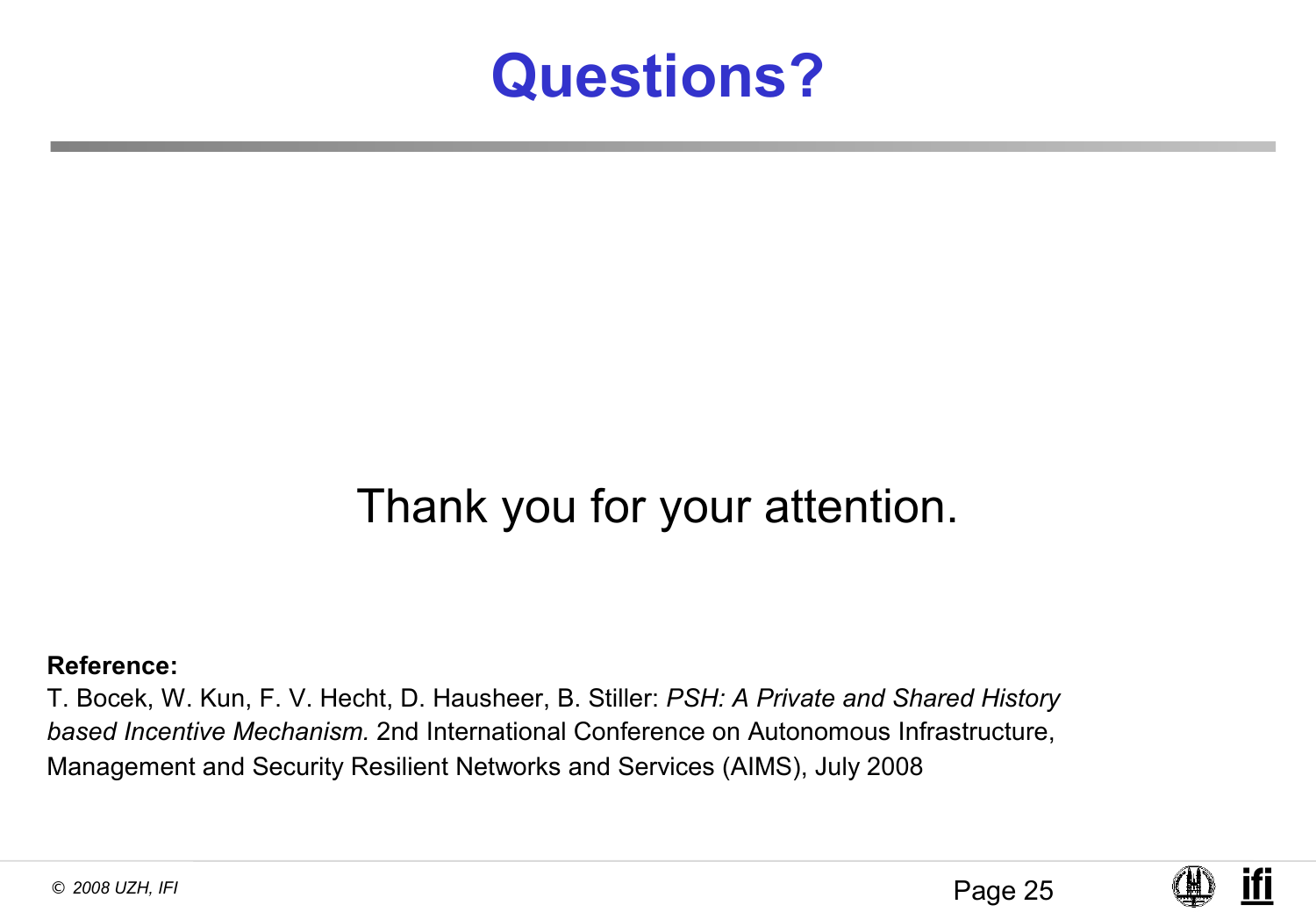# Questions?

Thank you for your attention.

**Reference:**
T. Bocek, W. Kun, F. V. Hecht, D. Hausheer, B. Stiller: *PSH: A Private and Shared History based Incentive Mechanism.* 2nd International Conference on Autonomous Infrastructure, Management and Security Resilient Networks and Services (AIMS), July 2008